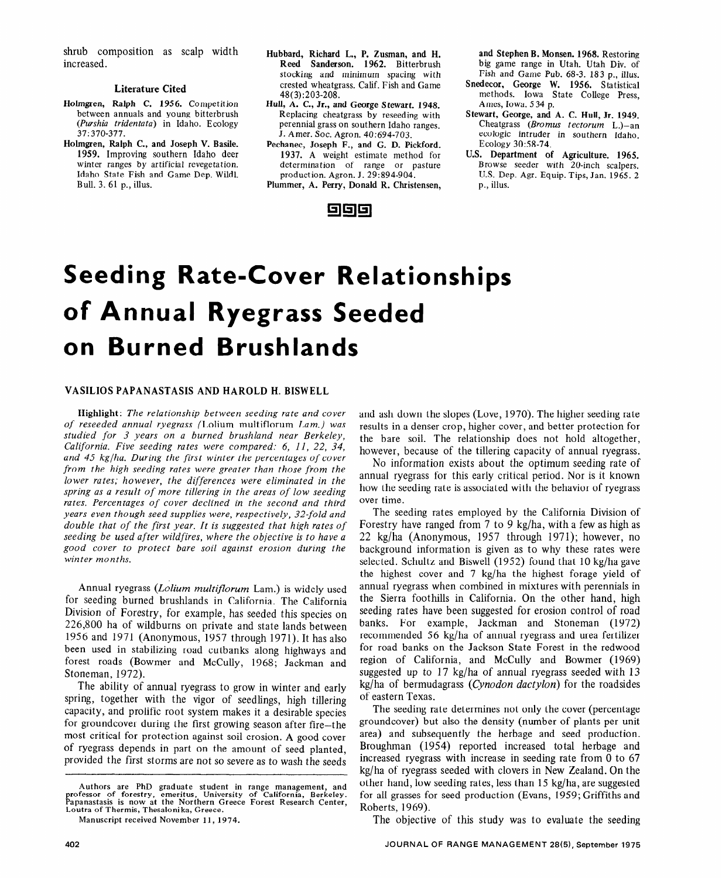shrub composition as scalp width increased.

### Literature Cited

**Holmgren, Ralph C. 1956.** Competition between annuals and young bitterbrush (*Purshia tridentata*) in Idaho. Ecology 37:370-377.

**Holmgren, Ralph C., and Joseph V. Basile. 1959.** Improving southern Idaho deer winter ranges by artificial revegetation. Idaho State Fish and Game Dep. Wildl. Bull. 3. 61 p., illus.

**Hubbard, Richard L., P. Zusman, and H. Reed Sanderson. 1962.** Bitterbrush stocking and minimum spacing with crested wheatgrass. Calif. Fish and Game 48(3):203-208.

**Hull, A. C., Jr., and George Stewart. 1948.** Replacing cheatgrass by reseeding with perennial grass on southern Idaho ranges. J. Amer. Soc. Agron. 40:694-703.

**Pechanec, Joseph F., and G. D. Pickford. 1937.** A weight estimate method for determination of range or pasture production. Agron. J. 29:894-904.

**Plummer, A. Perry, Donald R. Christensen, and Stephen B. Monsen. 1968.** Restoring big game range in Utah. Utah Div. of Fish and Game Pub. 68-3. 183 p., illus.

**Snedecor, George W. 1956.** Statistical methods. Iowa State College Press, Ames, Iowa. 534 p.

**Stewart, George, and A. C. Hull, Jr. 1949.** Cheatgrass (*Bromus tectorum* L.)—an ecologic intruder in southern Idaho. Ecology 30:58-74.

**U.S. Department of Agriculture. 1965.** Browse seeder with 20-inch scalpers. U.S. Dep. Agr. Equip. Tips, Jan. 1965. 2 p., illus.

# Seeding Rate-Cover Relationships of Annual Ryegrass Seeded on Burned Brushlands

**VASILIOS PAPANASTASIS AND HAROLD H. BISWELL**

**Highlight:** *The relationship between seeding rate and cover of reseeded annual ryegrass (*Lolium multiflorum *Lam.) was studied for 3 years on a burned brushland near Berkeley, California. Five seeding rates were compared: 6, 11, 22, 34, and 45 kg/ha. During the first winter the percentages of cover from the high seeding rates were greater than those from the lower rates; however, the differences were eliminated in the spring as a result of more tillering in the areas of low seeding rates. Percentages of cover declined in the second and third years even though seed supplies were, respectively, 32-fold and double that of the first year. It is suggested that high rates of seeding be used after wildfires, where the objective is to have a good cover to protect bare soil against erosion during the winter months.*

Annual ryegrass (*Lolium multiflorum* Lam.) is widely used for seeding burned brushlands in California. The California Division of Forestry, for example, has seeded this species on 226,800 ha of wildburns on private and state lands between 1956 and 1971 (Anonymous, 1957 through 1971). It has also been used in stabilizing road cutbanks along highways and forest roads (Bowmer and McCully, 1968; Jackman and Stoneman, 1972).

The ability of annual ryegrass to grow in winter and early spring, together with the vigor of seedlings, high tillering capacity, and prolific root system makes it a desirable species for groundcover during the first growing season after fire—the most critical for protection against soil erosion. A good cover of ryegrass depends in part on the amount of seed planted, provided the first storms are not so severe as to wash the seeds and ash down the slopes (Love, 1970). The higher seeding rate results in a denser crop, higher cover, and better protection for the bare soil. The relationship does not hold altogether, however, because of the tillering capacity of annual ryegrass.

No information exists about the optimum seeding rate of annual ryegrass for this early critical period. Nor is it known how the seeding rate is associated with the behavior of ryegrass over time.

The seeding rates employed by the California Division of Forestry have ranged from 7 to 9 kg/ha, with a few as high as 22 kg/ha (Anonymous, 1957 through 1971); however, no background information is given as to why these rates were selected. Schultz and Biswell (1952) found that 10 kg/ha gave the highest cover and 7 kg/ha the highest forage yield of annual ryegrass when combined in mixtures with perennials in the Sierra foothills in California. On the other hand, high seeding rates have been suggested for erosion control of road banks. For example, Jackman and Stoneman (1972) recommended 56 kg/ha of annual ryegrass and urea fertilizer for road banks on the Jackson State Forest in the redwood region of California, and McCully and Bowmer (1969) suggested up to 17 kg/ha of annual ryegrass seeded with 13 kg/ha of bermudagrass (*Cynodon dactylon*) for the roadsides of eastern Texas.

The seeding rate determines not only the cover (percentage groundcover) but also the density (number of plants per unit area) and subsequently the herbage and seed production. Broughman (1954) reported increased total herbage and increased ryegrass with increase in seeding rate from 0 to 67 kg/ha of ryegrass seeded with clovers in New Zealand. On the other hand, low seeding rates, less than 15 kg/ha, are suggested for all grasses for seed production (Evans, 1959; Griffiths and Roberts, 1969).

The objective of this study was to evaluate the seeding

Authors are PhD graduate student in range management, and professor of forestry, emeritus, University of California, Berkeley. Papanastasis is now at the Northern Greece Forest Research Center, Loutra of Thermis, Thesalonika, Greece.

Manuscript received November 11, 1974.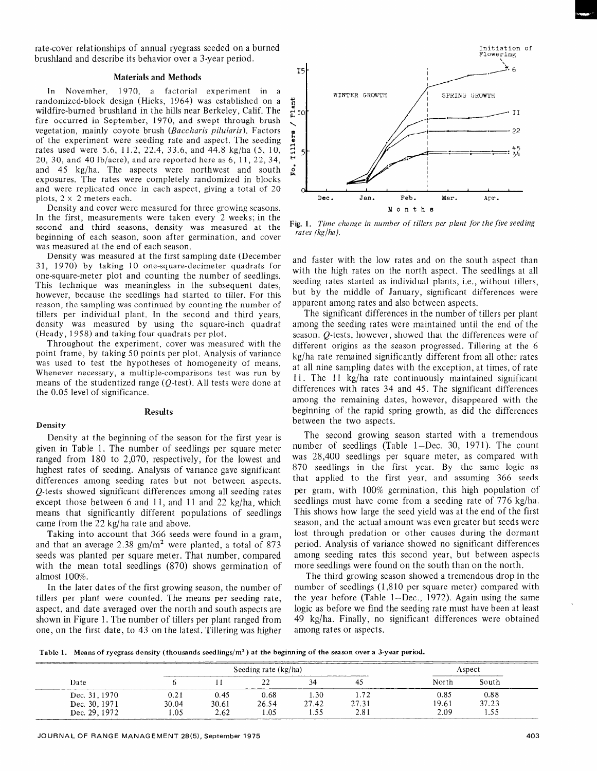rate-cover relationships of annual ryegrass seeded on a burned brushland and describe its behavior over a 3-year period.

## Materials and Methods

In November, 1970, a factorial experiment in a randomized-block design (Hicks, 1964) was established on a wildfire-burned brushland in the hills near Berkeley, Calif. The fire occurred in September, 1970, and swept through brush vegetation, mainly coyote brush (*Baccharis pilularis*). Factors of the experiment were seeding rate and aspect. The seeding rates used were 5.6, 11.2, 22.4, 33.6, and 44.8 kg/ha (5, 10, 20, 30, and 40 lb/acre), and are reported here as 6, 11, 22, 34, and 45 kg/ha. The aspects were northwest and south exposures. The rates were completely randomized in blocks and were replicated once in each aspect, giving a total of 20 plots, 2 × 2 meters each.

Density and cover were measured for three growing seasons. In the first, measurements were taken every 2 weeks; in the second and third seasons, density was measured at the beginning of each season, soon after germination, and cover was measured at the end of each season.

Density was measured at the first sampling date (December 31, 1970) by taking 10 one-square-decimeter quadrats for one-square-meter plot and counting the number of seedlings. This technique was meaningless in the subsequent dates, however, because the seedlings had started to tiller. For this reason, the sampling was continued by counting the number of tillers per individual plant. In the second and third years, density was measured by using the square-inch quadrat (Heady, 1958) and taking four quadrats per plot.

Throughout the experiment, cover was measured with the point frame, by taking 50 points per plot. Analysis of variance was used to test the hypotheses of homogeneity of means. Whenever necessary, a multiple-comparisons test was run by means of the studentized range ($Q$-test). All tests were done at the 0.05 level of significance.

## Results

### Density

Density at the beginning of the season for the first year is given in Table 1. The number of seedlings per square meter ranged from 180 to 2,070, respectively, for the lowest and highest rates of seeding. Analysis of variance gave significant differences among seeding rates but not between aspects. $Q$-tests showed significant differences among all seeding rates except those between 6 and 11, and 11 and 22 kg/ha, which means that significantly different populations of seedlings came from the 22 kg/ha rate and above.

Taking into account that 366 seeds were found in a gram, and that an average 2.38 gm/m$^2$ were planted, a total of 873 seeds was planted per square meter. That number, compared with the mean total seedlings (870) shows germination of almost 100%.

In the later dates of the first growing season, the number of tillers per plant were counted. The means per seeding rate, aspect, and date averaged over the north and south aspects are shown in Figure 1. The number of tillers per plant ranged from one, on the first date, to 43 on the latest. Tillering was higher

Fig. 1. *Time change in number of tillers per plant for the five seeding rates (kg/ha).*

and faster with the low rates and on the south aspect than with the high rates on the north aspect. The seedlings at all seeding rates started as individual plants, i.e., without tillers, but by the middle of January, significant differences were apparent among rates and also between aspects.

The significant differences in the number of tillers per plant among the seeding rates were maintained until the end of the season. $Q$-tests, however, showed that the differences were of different origins as the season progressed. Tillering at the 6 kg/ha rate remained significantly different from all other rates at all nine sampling dates with the exception, at times, of rate 11. The 11 kg/ha rate continuously maintained significant differences with rates 34 and 45. The significant differences among the remaining dates, however, disappeared with the beginning of the rapid spring growth, as did the differences between the two aspects.

The second growing season started with a tremendous number of seedlings (Table 1—Dec. 30, 1971). The count was 28,400 seedlings per square meter, as compared with 870 seedlings in the first year. By the same logic as that applied to the first year, and assuming 366 seeds per gram, with 100% germination, this high population of seedlings must have come from a seeding rate of 776 kg/ha. This shows how large the seed yield was at the end of the first season, and the actual amount was even greater but seeds were lost through predation or other causes during the dormant period. Analysis of variance showed no significant differences among seeding rates this second year, but between aspects more seedlings were found on the south than on the north.

The third growing season showed a tremendous drop in the number of seedlings (1,810 per square meter) compared with the year before (Table 1—Dec., 1972). Again using the same logic as before we find the seeding rate must have been at least 49 kg/ha. Finally, no significant differences were obtained among rates or aspects.

**Table 1. Means of ryegrass density (thousands seedlings/m$^2$) at the beginning of the season over a 3-year period.**

| | Seeding rate (kg/ha) | | | | | Aspect | |
|---|---|---|---|---|---|---|---|
| Date | 6 | 11 | 22 | 34 | 45 | North | South |
| Dec. 31, 1970 | 0.21 | 0.45 | 0.68 | 1.30 | 1.72 | 0.85 | 0.88 |
| Dec. 30, 1971 | 30.04 | 30.61 | 26.54 | 27.42 | 27.31 | 19.61 | 37.23 |
| Dec. 29, 1972 | 1.05 | 2.62 | 1.05 | 1.55 | 2.81 | 2.09 | 1.55 |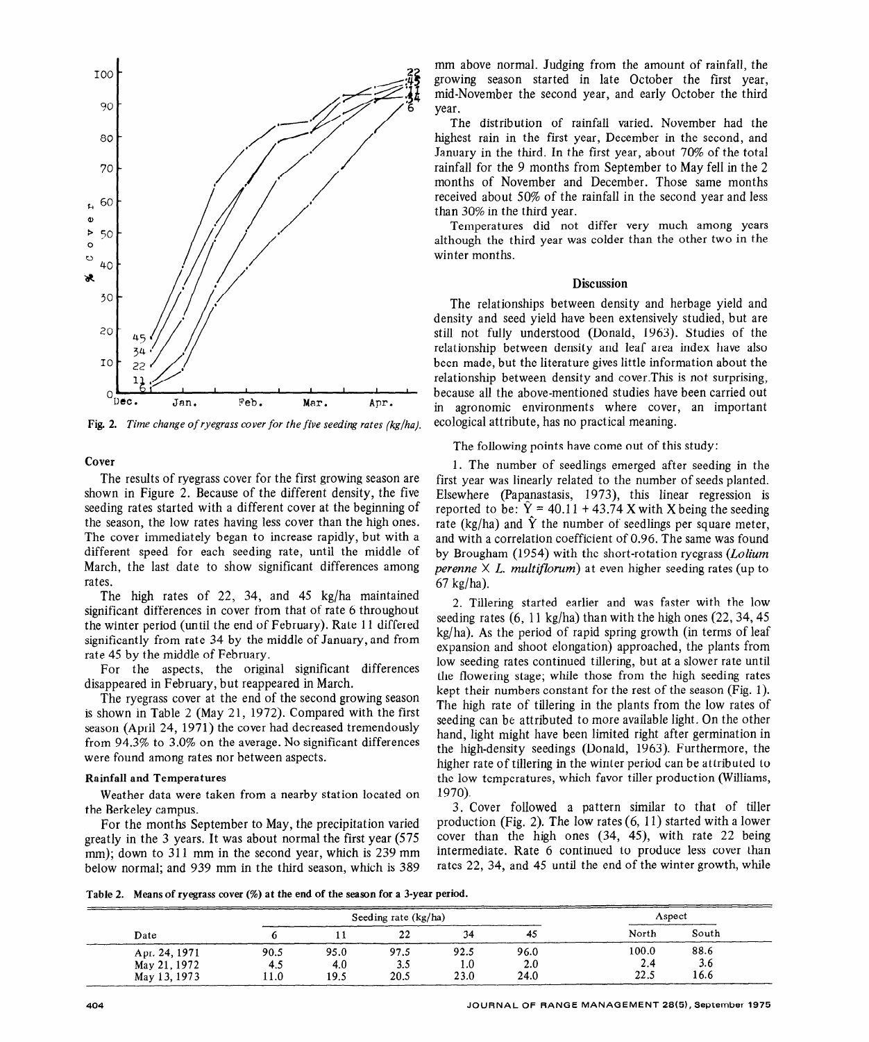Fig. 2. *Time change of ryegrass cover for the five seeding rates (kg/ha).*

### Cover

The results of ryegrass cover for the first growing season are shown in Figure 2. Because of the different density, the five seeding rates started with a different cover at the beginning of the season, the low rates having less cover than the high ones. The cover immediately began to increase rapidly, but with a different speed for each seeding rate, until the middle of March, the last date to show significant differences among rates.

The high rates of 22, 34, and 45 kg/ha maintained significant differences in cover from that of rate 6 throughout the winter period (until the end of February). Rate 11 differed significantly from rate 34 by the middle of January, and from rate 45 by the middle of February.

For the aspects, the original significant differences disappeared in February, but reappeared in March.

The ryegrass cover at the end of the second growing season is shown in Table 2 (May 21, 1972). Compared with the first season (April 24, 1971) the cover had decreased tremendously from 94.3% to 3.0% on the average. No significant differences were found among rates nor between aspects.

### Rainfall and Temperatures

Weather data were taken from a nearby station located on the Berkeley campus.

For the months September to May, the precipitation varied greatly in the 3 years. It was about normal the first year (575 mm); down to 311 mm in the second year, which is 239 mm below normal; and 939 mm in the third season, which is 389 mm above normal. Judging from the amount of rainfall, the growing season started in late October the first year, mid-November the second year, and early October the third year.

The distribution of rainfall varied. November had the highest rain in the first year, December in the second, and January in the third. In the first year, about 70% of the total rainfall for the 9 months from September to May fell in the 2 months of November and December. Those same months received about 50% of the rainfall in the second year and less than 30% in the third year.

Temperatures did not differ very much among years although the third year was colder than the other two in the winter months.

## Discussion

The relationships between density and herbage yield and density and seed yield have been extensively studied, but are still not fully understood (Donald, 1963). Studies of the relationship between density and leaf area index have also been made, but the literature gives little information about the relationship between density and cover. This is not surprising, because all the above-mentioned studies have been carried out in agronomic environments where cover, an important ecological attribute, has no practical meaning.

The following points have come out of this study:

1. The number of seedlings emerged after seeding in the first year was linearly related to the number of seeds planted. Elsewhere (Papanastasis, 1973), this linear regression is reported to be: $\hat{Y} = 40.11 + 43.74\,X$ with X being the seeding rate (kg/ha) and $\hat{Y}$ the number of seedlings per square meter, and with a correlation coefficient of 0.96. The same was found by Brougham (1954) with the short-rotation ryegrass (*Lolium perenne* × *L. multiflorum*) at even higher seeding rates (up to 67 kg/ha).

2. Tillering started earlier and was faster with the low seeding rates (6, 11 kg/ha) than with the high ones (22, 34, 45 kg/ha). As the period of rapid spring growth (in terms of leaf expansion and shoot elongation) approached, the plants from low seeding rates continued tillering, but at a slower rate until the flowering stage; while those from the high seeding rates kept their numbers constant for the rest of the season (Fig. 1). The high rate of tillering in the plants from the low rates of seeding can be attributed to more available light. On the other hand, light might have been limited right after germination in the high-density seedings (Donald, 1963). Furthermore, the higher rate of tillering in the winter period can be attributed to the low temperatures, which favor tiller production (Williams, 1970).

3. Cover followed a pattern similar to that of tiller production (Fig. 2). The low rates (6, 11) started with a lower cover than the high ones (34, 45), with rate 22 being intermediate. Rate 6 continued to produce less cover than rates 22, 34, and 45 until the end of the winter growth, while

**Table 2. Means of ryegrass cover (%) at the end of the season for a 3-year period.**

| Date | Seeding rate (kg/ha) | | | | | Aspect | |
|---|---|---|---|---|---|---|---|
| | 6 | 11 | 22 | 34 | 45 | North | South |
| Apr. 24, 1971 | 90.5 | 95.0 | 97.5 | 92.5 | 96.0 | 100.0 | 88.6 |
| May 21, 1972 | 4.5 | 4.0 | 3.5 | 1.0 | 2.0 | 2.4 | 3.6 |
| May 13, 1973 | 11.0 | 19.5 | 20.5 | 23.0 | 24.0 | 22.5 | 16.6 |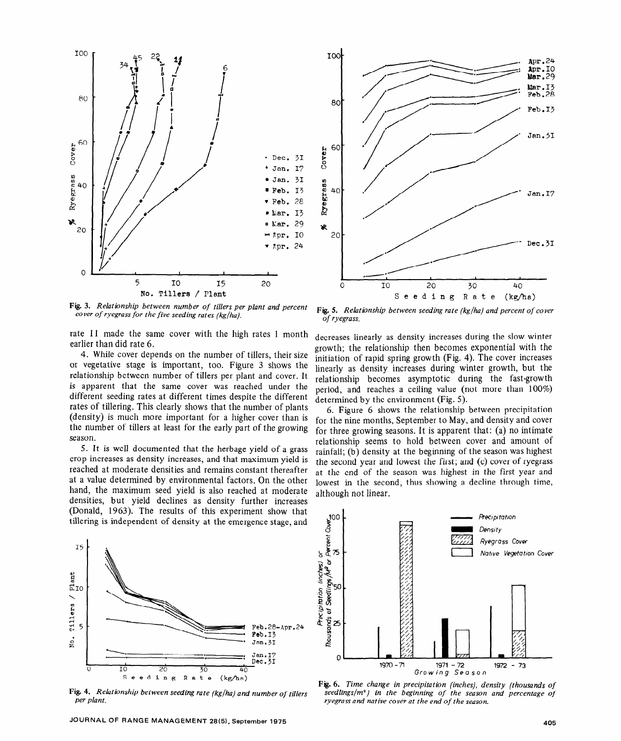Fig. 3. *Relationship between number of tillers per plant and percent cover of ryegrass for the five seeding rates (kg/ha).*

Fig. 5. *Relationship between seeding rate (kg/ha) and percent of cover of ryegrass.*

rate 11 made the same cover with the high rates 1 month earlier than did rate 6.

4. While cover depends on the number of tillers, their size or vegetative stage is important, too. Figure 3 shows the relationship between number of tillers per plant and cover. It is apparent that the same cover was reached under the different seeding rates at different times despite the different rates of tillering. This clearly shows that the number of plants (density) is much more important for a higher cover than is the number of tillers at least for the early part of the growing season.

5. It is well documented that the herbage yield of a grass crop increases as density increases, and that maximum yield is reached at moderate densities and remains constant thereafter at a value determined by environmental factors. On the other hand, the maximum seed yield is also reached at moderate densities, but yield declines as density further increases (Donald, 1963). The results of this experiment show that tillering is independent of density at the emergence stage, and decreases linearly as density increases during the slow winter growth; the relationship then becomes exponential with the initiation of rapid spring growth (Fig. 4). The cover increases linearly as density increases during winter growth, but the relationship becomes asymptotic during the fast-growth period, and reaches a ceiling value (not more than 100%) determined by the environment (Fig. 5).

6. Figure 6 shows the relationship between precipitation for the nine months, September to May, and density and cover for three growing seasons. It is apparent that: (a) no intimate relationship seems to hold between cover and amount of rainfall; (b) density at the beginning of the season was highest the second year and lowest the first; and (c) cover of ryegrass at the end of the season was highest in the first year and lowest in the second, thus showing a decline through time, although not linear.

Fig. 4. *Relationship between seeding rate (kg/ha) and number of tillers per plant.*

Fig. 6. *Time change in precipitation (inches), density (thousands of seedlings/m²) in the beginning of the season and percentage of ryegrass and native cover at the end of the season.*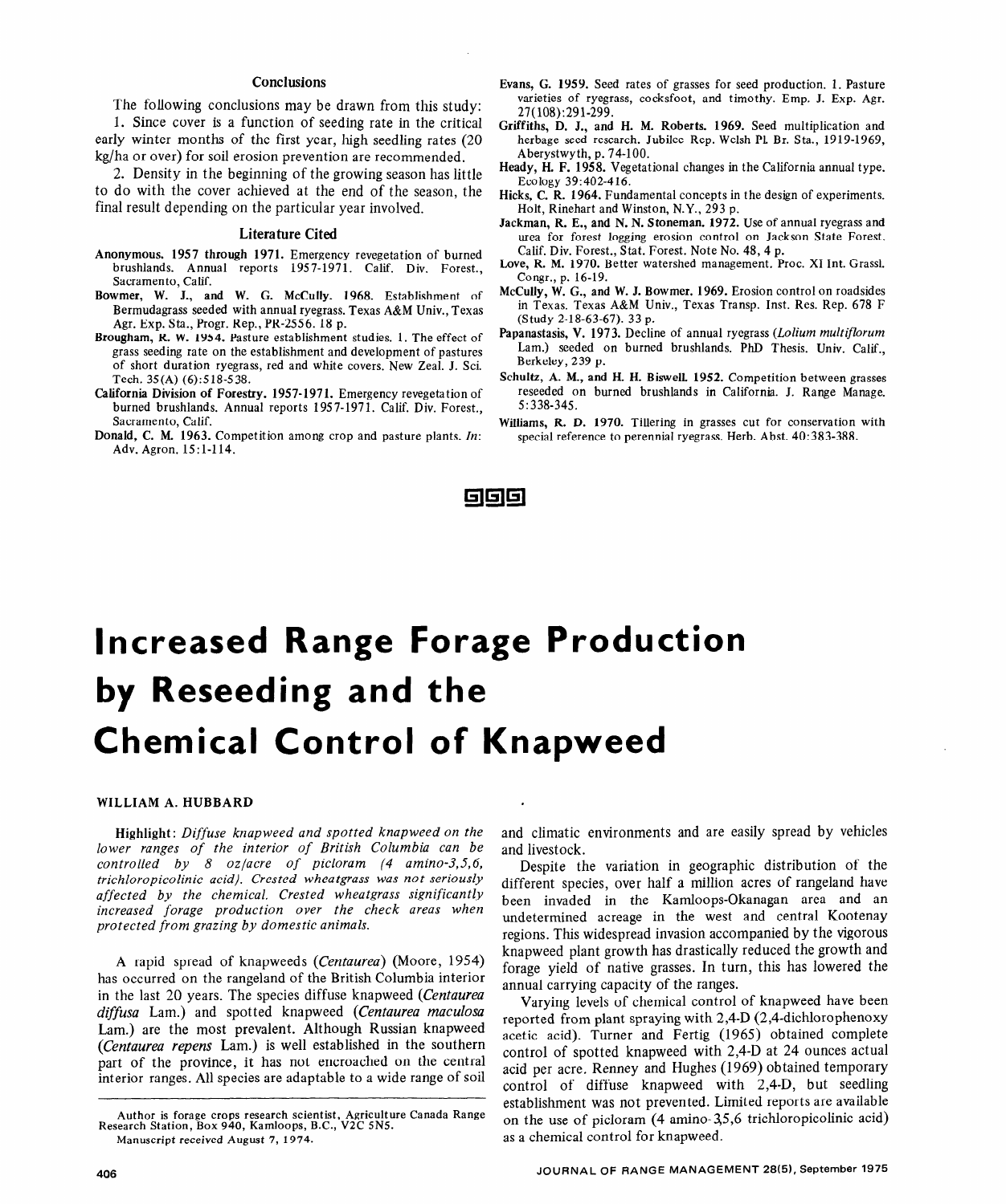## Conclusions

The following conclusions may be drawn from this study:

1. Since cover is a function of seeding rate in the critical early winter months of the first year, high seedling rates (20 kg/ha or over) for soil erosion prevention are recommended.

2. Density in the beginning of the growing season has little to do with the cover achieved at the end of the season, the final result depending on the particular year involved.

## Literature Cited

**Anonymous. 1957 through 1971.** Emergency revegetation of burned brushlands. Annual reports 1957-1971. Calif. Div. Forest., Sacramento, Calif.

**Bowmer, W. J., and W. G. McCully. 1968.** Establishment of Bermudagrass seeded with annual ryegrass. Texas A&M Univ., Texas Agr. Exp. Sta., Progr. Rep., PR-2556. 18 p.

**Brougham, R. W. 1954.** Pasture establishment studies. 1. The effect of grass seeding rate on the establishment and development of pastures of short duration ryegrass, red and white covers. New Zeal. J. Sci. Tech. 35(A) (6):518-538.

**California Division of Forestry. 1957-1971.** Emergency revegetation of burned brushlands. Annual reports 1957-1971. Calif. Div. Forest., Sacramento, Calif.

**Donald, C. M. 1963.** Competition among crop and pasture plants. *In*: Adv. Agron. 15:1-114.

**Evans, G. 1959.** Seed rates of grasses for seed production. 1. Pasture varieties of ryegrass, cocksfoot, and timothy. Emp. J. Exp. Agr. 27(108):291-299.

**Griffiths, D. J., and H. M. Roberts. 1969.** Seed multiplication and herbage seed research. Jubilee Rep. Welsh Pl. Br. Sta., 1919-1969, Aberystwyth, p. 74-100.

**Heady, H. F. 1958.** Vegetational changes in the California annual type. Ecology 39:402-416.

**Hicks, C. R. 1964.** Fundamental concepts in the design of experiments. Holt, Rinehart and Winston, N.Y., 293 p.

**Jackman, R. E., and N. N. Stoneman. 1972.** Use of annual ryegrass and urea for forest logging erosion control on Jackson State Forest. Calif. Div. Forest., Stat. Forest. Note No. 48, 4 p.

**Love, R. M. 1970.** Better watershed management. Proc. XI Int. Grassl. Congr., p. 16-19.

**McCully, W. G., and W. J. Bowmer. 1969.** Erosion control on roadsides in Texas. Texas A&M Univ., Texas Transp. Inst. Res. Rep. 678 F (Study 2-18-63-67). 33 p.

**Papanastasis, V. 1973.** Decline of annual ryegrass (*Lolium multiflorum* Lam.) seeded on burned brushlands. PhD Thesis. Univ. Calif., Berkeley, 239 p.

**Schultz, A. M., and H. H. Biswell. 1952.** Competition between grasses reseeded on burned brushlands in California. J. Range Manage. 5:338-345.

**Williams, R. D. 1970.** Tillering in grasses cut for conservation with special reference to perennial ryegrass. Herb. Abst. 40:383-388.

# Increased Range Forage Production by Reseeding and the Chemical Control of Knapweed

**WILLIAM A. HUBBARD**

**Highlight**: *Diffuse knapweed and spotted knapweed on the lower ranges of the interior of British Columbia can be controlled by 8 oz/acre of picloram (4 amino-3,5,6, trichloropicolinic acid). Crested wheatgrass was not seriously affected by the chemical. Crested wheatgrass significantly increased forage production over the check areas when protected from grazing by domestic animals.*

A rapid spread of knapweeds (*Centaurea*) (Moore, 1954) has occurred on the rangeland of the British Columbia interior in the last 20 years. The species diffuse knapweed (*Centaurea diffusa* Lam.) and spotted knapweed (*Centaurea maculosa* Lam.) are the most prevalent. Although Russian knapweed (*Centaurea repens* Lam.) is well established in the southern part of the province, it has not encroached on the central interior ranges. All species are adaptable to a wide range of soil and climatic environments and are easily spread by vehicles and livestock.

Despite the variation in geographic distribution of the different species, over half a million acres of rangeland have been invaded in the Kamloops-Okanagan area and an undetermined acreage in the west and central Kootenay regions. This widespread invasion accompanied by the vigorous knapweed plant growth has drastically reduced the growth and forage yield of native grasses. In turn, this has lowered the annual carrying capacity of the ranges.

Varying levels of chemical control of knapweed have been reported from plant spraying with 2,4-D (2,4-dichlorophenoxy acetic acid). Turner and Fertig (1965) obtained complete control of spotted knapweed with 2,4-D at 24 ounces actual acid per acre. Renney and Hughes (1969) obtained temporary control of diffuse knapweed with 2,4-D, but seedling establishment was not prevented. Limited reports are available on the use of picloram (4 amino-3,5,6 trichloropicolinic acid) as a chemical control for knapweed.

Author is forage crops research scientist, Agriculture Canada Range Research Station, Box 940, Kamloops, B.C., V2C 5N5.

Manuscript received August 7, 1974.